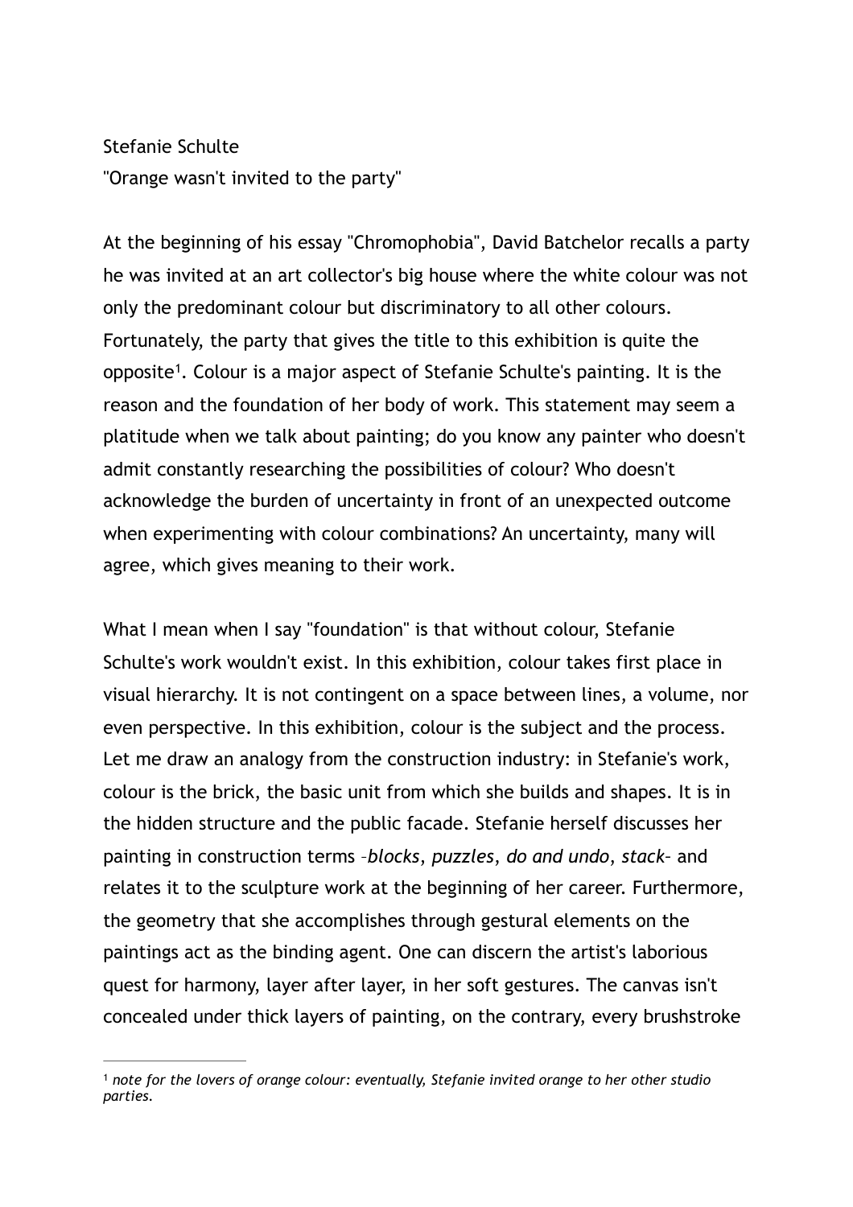Stefanie Schulte

"Orange wasn't invited to the party"

At the beginning of his essay "Chromophobia", David Batchelor recalls a party he was invited at an art collector's big house where the white colour was not only the predominant colour but discriminatory to all other colours. Fortunately, the party that gives the title to this exhibition is quite the opposite[1]. Colour is a major aspect of Stefanie Schulte's painting. It is the reason and the foundation of her body of work. This statement may seem a platitude when we talk about painting; do you know any painter who doesn't admit constantly researching the possibilities of colour? Who doesn't acknowledge the burden of uncertainty in front of an unexpected outcome when experimenting with colour combinations? An uncertainty, many will agree, which gives meaning to their work.

What I mean when I say "foundation" is that without colour, Stefanie Schulte's work wouldn't exist. In this exhibition, colour takes first place in visual hierarchy. It is not contingent on a space between lines, a volume, nor even perspective. In this exhibition, colour is the subject and the process. Let me draw an analogy from the construction industry: in Stefanie's work, colour is the brick, the basic unit from which she builds and shapes. It is in the hidden structure and the public facade. Stefanie herself discusses her painting in construction terms –*blocks*, *puzzles*, *do and undo*, *stack*– and relates it to the sculpture work at the beginning of her career. Furthermore, the geometry that she accomplishes through gestural elements on the paintings act as the binding agent. One can discern the artist's laborious quest for harmony, layer after layer, in her soft gestures. The canvas isn't concealed under thick layers of painting, on the contrary, every brushstroke

---

[1] *note for the lovers of orange colour: eventually, Stefanie invited orange to her other studio parties.*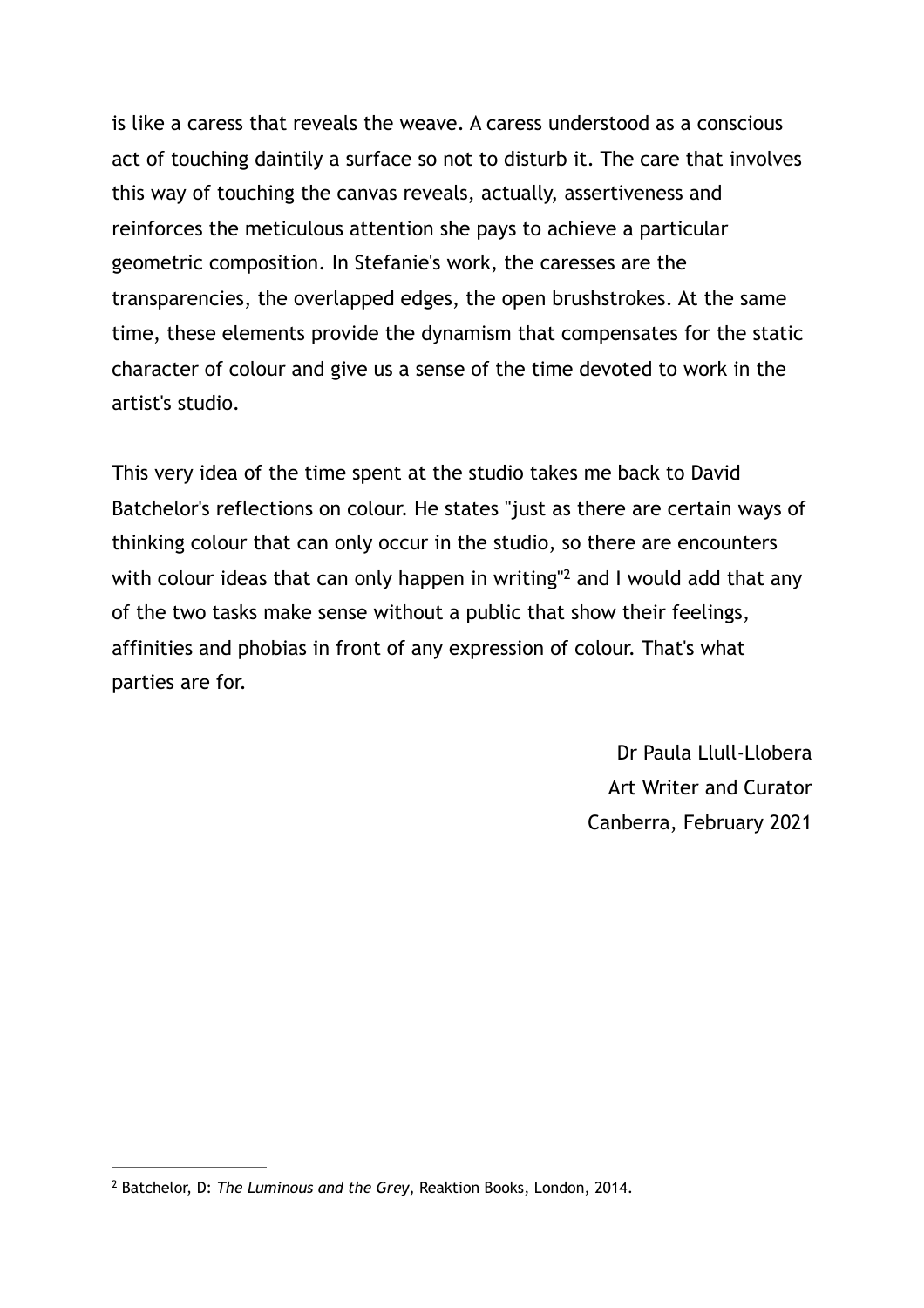is like a caress that reveals the weave. A caress understood as a conscious act of touching daintily a surface so not to disturb it. The care that involves this way of touching the canvas reveals, actually, assertiveness and reinforces the meticulous attention she pays to achieve a particular geometric composition. In Stefanie's work, the caresses are the transparencies, the overlapped edges, the open brushstrokes. At the same time, these elements provide the dynamism that compensates for the static character of colour and give us a sense of the time devoted to work in the artist's studio.

This very idea of the time spent at the studio takes me back to David Batchelor's reflections on colour. He states "just as there are certain ways of thinking colour that can only occur in the studio, so there are encounters with colour ideas that can only happen in writing"[2] and I would add that any of the two tasks make sense without a public that show their feelings, affinities and phobias in front of any expression of colour. That's what parties are for.

Dr Paula Llull-Llobera
Art Writer and Curator
Canberra, February 2021

---

[2] Batchelor, D: *The Luminous and the Grey*, Reaktion Books, London, 2014.